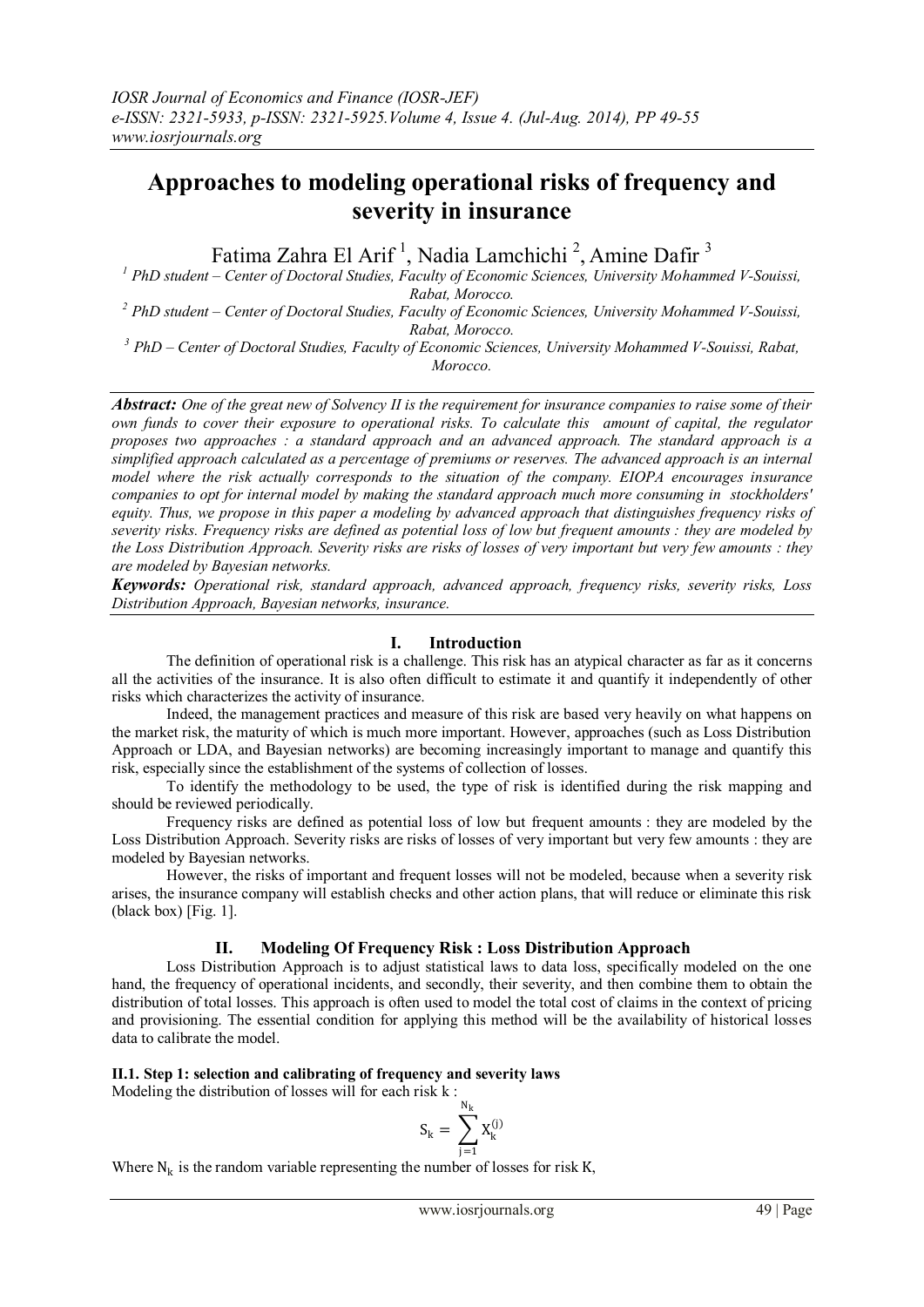# Approaches to modeling operational risks of frequency and severity in insurance

Fatima Zahra El Arif [1], Nadia Lamchichi [2], Amine Dafir [3]

[1] *PhD student – Center of Doctoral Studies, Faculty of Economic Sciences, University Mohammed V-Souissi, Rabat, Morocco.*

[2] *PhD student – Center of Doctoral Studies, Faculty of Economic Sciences, University Mohammed V-Souissi, Rabat, Morocco.*

[3] *PhD – Center of Doctoral Studies, Faculty of Economic Sciences, University Mohammed V-Souissi, Rabat, Morocco.*

***Abstract:*** *One of the great new of Solvency II is the requirement for insurance companies to raise some of their own funds to cover their exposure to operational risks. To calculate this amount of capital, the regulator proposes two approaches : a standard approach and an advanced approach. The standard approach is a simplified approach calculated as a percentage of premiums or reserves. The advanced approach is an internal model where the risk actually corresponds to the situation of the company. EIOPA encourages insurance companies to opt for internal model by making the standard approach much more consuming in stockholders' equity. Thus, we propose in this paper a modeling by advanced approach that distinguishes frequency risks of severity risks. Frequency risks are defined as potential loss of low but frequent amounts : they are modeled by the Loss Distribution Approach. Severity risks are risks of losses of very important but very few amounts : they are modeled by Bayesian networks.*

***Keywords:*** *Operational risk, standard approach, advanced approach, frequency risks, severity risks, Loss Distribution Approach, Bayesian networks, insurance.*

## I. Introduction

The definition of operational risk is a challenge. This risk has an atypical character as far as it concerns all the activities of the insurance. It is also often difficult to estimate it and quantify it independently of other risks which characterizes the activity of insurance.

Indeed, the management practices and measure of this risk are based very heavily on what happens on the market risk, the maturity of which is much more important. However, approaches (such as Loss Distribution Approach or LDA, and Bayesian networks) are becoming increasingly important to manage and quantify this risk, especially since the establishment of the systems of collection of losses.

To identify the methodology to be used, the type of risk is identified during the risk mapping and should be reviewed periodically.

Frequency risks are defined as potential loss of low but frequent amounts : they are modeled by the Loss Distribution Approach. Severity risks are risks of losses of very important but very few amounts : they are modeled by Bayesian networks.

However, the risks of important and frequent losses will not be modeled, because when a severity risk arises, the insurance company will establish checks and other action plans, that will reduce or eliminate this risk (black box) [Fig. 1].

## II. Modeling Of Frequency Risk : Loss Distribution Approach

Loss Distribution Approach is to adjust statistical laws to data loss, specifically modeled on the one hand, the frequency of operational incidents, and secondly, their severity, and then combine them to obtain the distribution of total losses. This approach is often used to model the total cost of claims in the context of pricing and provisioning. The essential condition for applying this method will be the availability of historical losses data to calibrate the model.

### II.1. Step 1: selection and calibrating of frequency and severity laws

Modeling the distribution of losses will for each risk k :

$$S_k = \sum_{j=1}^{N_k} X_k^{(j)}$$

Where $N_k$ is the random variable representing the number of losses for risk K,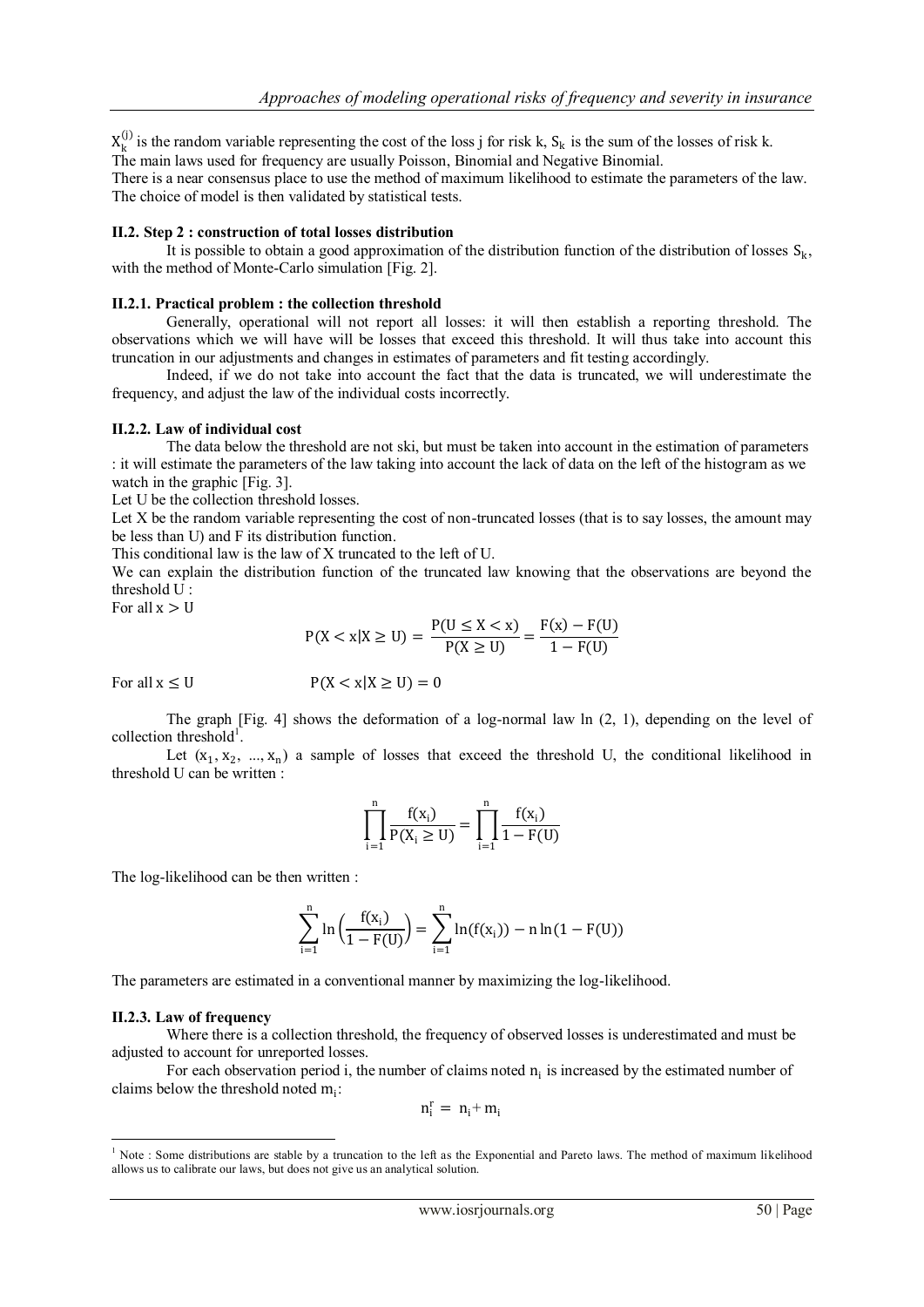$X_k^{(j)}$ is the random variable representing the cost of the loss j for risk k, $S_k$ is the sum of the losses of risk k.
The main laws used for frequency are usually Poisson, Binomial and Negative Binomial.
There is a near consensus place to use the method of maximum likelihood to estimate the parameters of the law. The choice of model is then validated by statistical tests.

#### II.2. Step 2 : construction of total losses distribution

It is possible to obtain a good approximation of the distribution function of the distribution of losses $S_k$, with the method of Monte-Carlo simulation [Fig. 2].

#### II.2.1. Practical problem : the collection threshold

Generally, operational will not report all losses: it will then establish a reporting threshold. The observations which we will have will be losses that exceed this threshold. It will thus take into account this truncation in our adjustments and changes in estimates of parameters and fit testing accordingly.

Indeed, if we do not take into account the fact that the data is truncated, we will underestimate the frequency, and adjust the law of the individual costs incorrectly.

#### II.2.2. Law of individual cost

The data below the threshold are not ski, but must be taken into account in the estimation of parameters : it will estimate the parameters of the law taking into account the lack of data on the left of the histogram as we watch in the graphic [Fig. 3].

Let U be the collection threshold losses.

Let X be the random variable representing the cost of non-truncated losses (that is to say losses, the amount may be less than U) and F its distribution function.

This conditional law is the law of X truncated to the left of U.

We can explain the distribution function of the truncated law knowing that the observations are beyond the threshold U :

For all $x > U$

$$P(X < x | X \geq U) = \frac{P(U \leq X < x)}{P(X \geq U)} = \frac{F(x) - F(U)}{1 - F(U)}$$

For all $x \leq U$ $\qquad$ $P(X < x | X \geq U) = 0$

The graph [Fig. 4] shows the deformation of a log-normal law ln (2, 1), depending on the level of collection threshold[1].

Let $(x_1, x_2, \ldots, x_n)$ a sample of losses that exceed the threshold U, the conditional likelihood in threshold U can be written :

$$\prod_{i=1}^{n} \frac{f(x_i)}{P(X_i \geq U)} = \prod_{i=1}^{n} \frac{f(x_i)}{1 - F(U)}$$

The log-likelihood can be then written :

$$\sum_{i=1}^{n} \ln\left(\frac{f(x_i)}{1 - F(U)}\right) = \sum_{i=1}^{n} \ln(f(x_i)) - n\ln(1 - F(U))$$

The parameters are estimated in a conventional manner by maximizing the log-likelihood.

#### II.2.3. Law of frequency

Where there is a collection threshold, the frequency of observed losses is underestimated and must be adjusted to account for unreported losses.

For each observation period i, the number of claims noted $n_i$ is increased by the estimated number of claims below the threshold noted $m_i$:

$$n_i^r = n_i + m_i$$

---

[1] Note : Some distributions are stable by a truncation to the left as the Exponential and Pareto laws. The method of maximum likelihood allows us to calibrate our laws, but does not give us an analytical solution.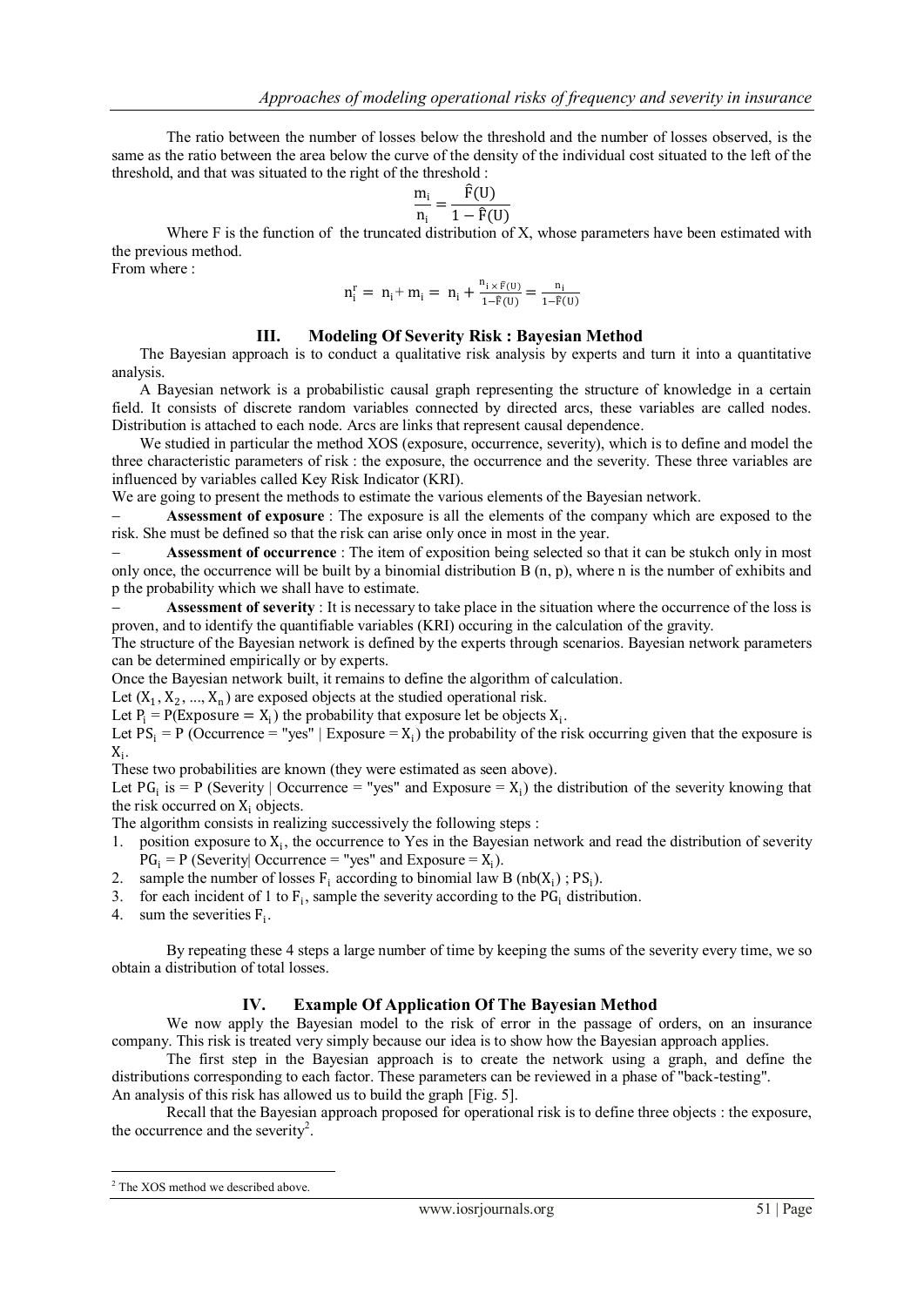The ratio between the number of losses below the threshold and the number of losses observed, is the same as the ratio between the area below the curve of the density of the individual cost situated to the left of the threshold, and that was situated to the right of the threshold :

$$\frac{m_i}{n_i} = \frac{\hat{F}(U)}{1 - \hat{F}(U)}$$

Where F is the function of the truncated distribution of X, whose parameters have been estimated with the previous method.

From where :

$$n_i^r = n_i + m_i = n_i + \frac{n_i \times \hat{F}(U)}{1 - \hat{F}(U)} = \frac{n_i}{1 - \hat{F}(U)}$$

## III. Modeling Of Severity Risk : Bayesian Method

The Bayesian approach is to conduct a qualitative risk analysis by experts and turn it into a quantitative analysis.

A Bayesian network is a probabilistic causal graph representing the structure of knowledge in a certain field. It consists of discrete random variables connected by directed arcs, these variables are called nodes. Distribution is attached to each node. Arcs are links that represent causal dependence.

We studied in particular the method XOS (exposure, occurrence, severity), which is to define and model the three characteristic parameters of risk : the exposure, the occurrence and the severity. These three variables are influenced by variables called Key Risk Indicator (KRI).

We are going to present the methods to estimate the various elements of the Bayesian network.

- **Assessment of exposure** : The exposure is all the elements of the company which are exposed to the risk. She must be defined so that the risk can arise only once in most in the year.
- **Assessment of occurrence** : The item of exposition being selected so that it can be stukch only in most only once, the occurrence will be built by a binomial distribution B (n, p), where n is the number of exhibits and p the probability which we shall have to estimate.
- **Assessment of severity** : It is necessary to take place in the situation where the occurrence of the loss is proven, and to identify the quantifiable variables (KRI) occuring in the calculation of the gravity.

The structure of the Bayesian network is defined by the experts through scenarios. Bayesian network parameters can be determined empirically or by experts.

Once the Bayesian network built, it remains to define the algorithm of calculation.

Let $(X_1, X_2, ..., X_n)$ are exposed objects at the studied operational risk.

Let $P_i = P(\text{Exposure} = X_i)$ the probability that exposure let be objects $X_i$.

Let $PS_i = P$ (Occurrence = "yes" | Exposure = $X_i$) the probability of the risk occurring given that the exposure is $X_i$.

These two probabilities are known (they were estimated as seen above).

Let $PG_i$ is = P (Severity | Occurrence = "yes" and Exposure = $X_i$) the distribution of the severity knowing that the risk occurred on $X_i$ objects.

The algorithm consists in realizing successively the following steps :

1. position exposure to $X_i$, the occurrence to Yes in the Bayesian network and read the distribution of severity $PG_i$ = P (Severity| Occurrence = "yes" and Exposure = $X_i$).
2. sample the number of losses $F_i$ according to binomial law B (nb($X_i$) ; $PS_i$).
3. for each incident of 1 to $F_i$, sample the severity according to the $PG_i$ distribution.
4. sum the severities $F_i$.

By repeating these 4 steps a large number of time by keeping the sums of the severity every time, we so obtain a distribution of total losses.

## IV. Example Of Application Of The Bayesian Method

We now apply the Bayesian model to the risk of error in the passage of orders, on an insurance company. This risk is treated very simply because our idea is to show how the Bayesian approach applies.

The first step in the Bayesian approach is to create the network using a graph, and define the distributions corresponding to each factor. These parameters can be reviewed in a phase of "back-testing".

An analysis of this risk has allowed us to build the graph [Fig. 5].

Recall that the Bayesian approach proposed for operational risk is to define three objects : the exposure, the occurrence and the severity[2].

---

[2] The XOS method we described above.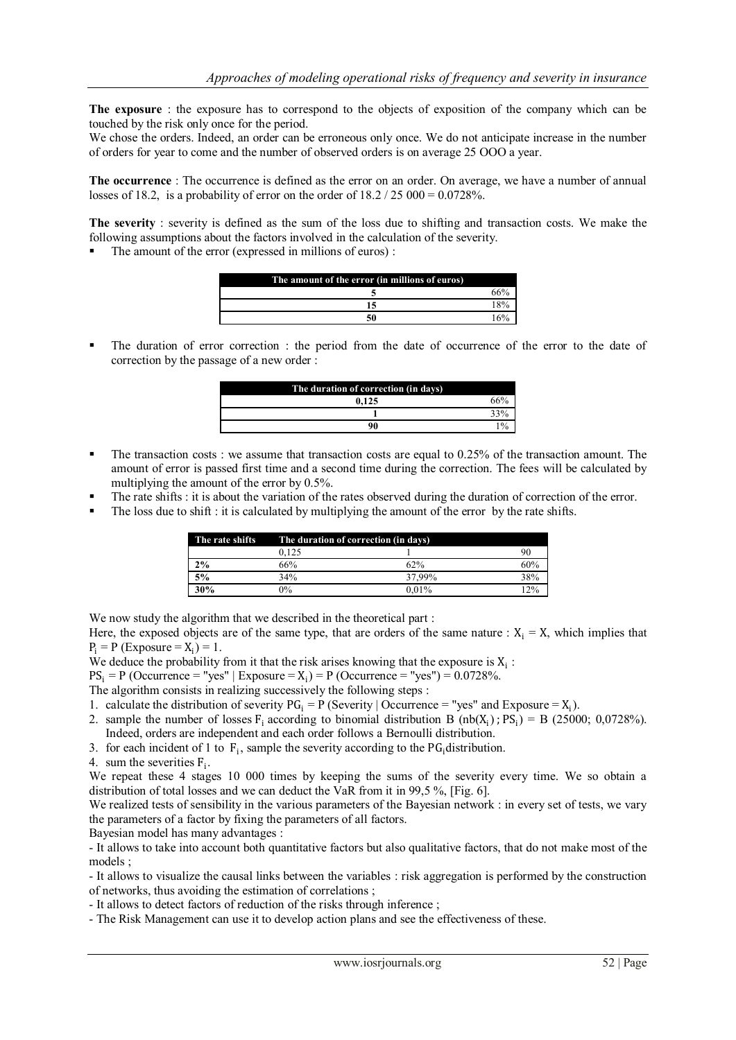**The exposure** : the exposure has to correspond to the objects of exposition of the company which can be touched by the risk only once for the period.

We chose the orders. Indeed, an order can be erroneous only once. We do not anticipate increase in the number of orders for year to come and the number of observed orders is on average 25 OOO a year.

**The occurrence** : The occurrence is defined as the error on an order. On average, we have a number of annual losses of 18.2, is a probability of error on the order of 18.2 / 25 000 = 0.0728%.

**The severity** : severity is defined as the sum of the loss due to shifting and transaction costs. We make the following assumptions about the factors involved in the calculation of the severity.

- The amount of the error (expressed in millions of euros) :

| The amount of the error (in millions of euros) | |
|---|---|
| 5 | 66% |
| 15 | 18% |
| 50 | 16% |

- The duration of error correction : the period from the date of occurrence of the error to the date of correction by the passage of a new order :

| The duration of correction (in days) | |
|---|---|
| 0,125 | 66% |
| 1 | 33% |
| 90 | 1% |

- The transaction costs : we assume that transaction costs are equal to 0.25% of the transaction amount. The amount of error is passed first time and a second time during the correction. The fees will be calculated by multiplying the amount of the error by 0.5%.
- The rate shifts : it is about the variation of the rates observed during the duration of correction of the error.
- The loss due to shift : it is calculated by multiplying the amount of the error by the rate shifts.

| The rate shifts | The duration of correction (in days) | | |
|---|---|---|---|
| | 0,125 | 1 | 90 |
| **2%** | 66% | 62% | 60% |
| **5%** | 34% | 37,99% | 38% |
| **30%** | 0% | 0,01% | 12% |

We now study the algorithm that we described in the theoretical part :

Here, the exposed objects are of the same type, that are orders of the same nature : $X_i = X$, which implies that $P_i = P$ (Exposure = $X_i$) = 1.

We deduce the probability from it that the risk arises knowing that the exposure is $X_i$ :

$PS_i = P$ (Occurrence = "yes" | Exposure = $X_i$) = P (Occurrence = "yes") = 0.0728%.

The algorithm consists in realizing successively the following steps :

1. calculate the distribution of severity $PG_i = P$ (Severity | Occurrence = "yes" and Exposure = $X_i$).
2. sample the number of losses $F_i$ according to binomial distribution B ($nb(X_i)$ ; $PS_i$) = B (25000; 0,0728%). Indeed, orders are independent and each order follows a Bernoulli distribution.
3. for each incident of 1 to $F_i$, sample the severity according to the $PG_i$ distribution.
4. sum the severities $F_i$.

We repeat these 4 stages 10 000 times by keeping the sums of the severity every time. We so obtain a distribution of total losses and we can deduct the VaR from it in 99,5 %, [Fig. 6].

We realized tests of sensibility in the various parameters of the Bayesian network : in every set of tests, we vary the parameters of a factor by fixing the parameters of all factors.

Bayesian model has many advantages :

- It allows to take into account both quantitative factors but also qualitative factors, that do not make most of the models ;
- It allows to visualize the causal links between the variables : risk aggregation is performed by the construction of networks, thus avoiding the estimation of correlations ;
- It allows to detect factors of reduction of the risks through inference ;
- The Risk Management can use it to develop action plans and see the effectiveness of these.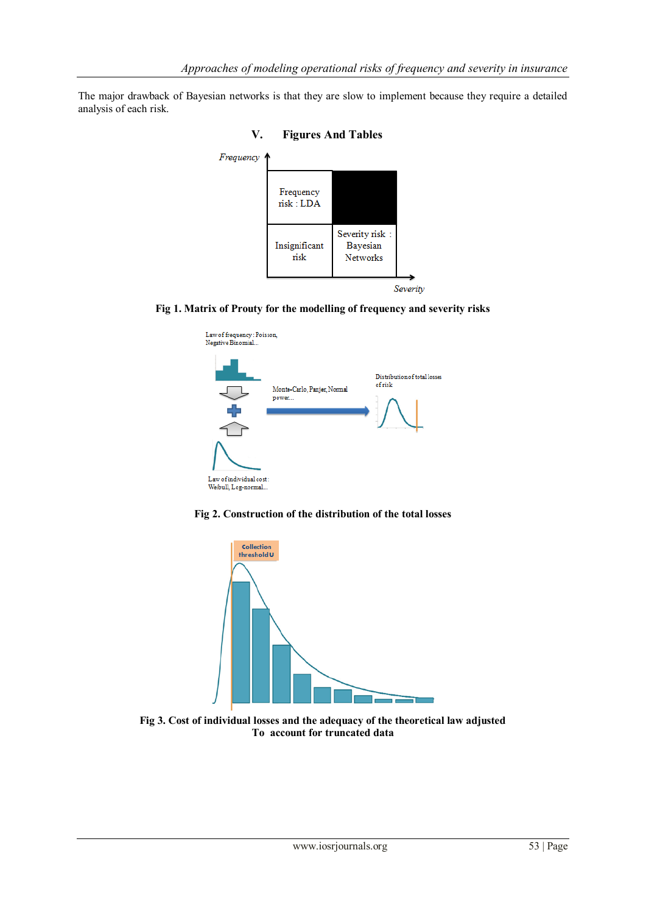The major drawback of Bayesian networks is that they are slow to implement because they require a detailed analysis of each risk.

## V. Figures And Tables

**Fig 1. Matrix of Prouty for the modelling of frequency and severity risks**

**Fig 2. Construction of the distribution of the total losses**

**Fig 3. Cost of individual losses and the adequacy of the theoretical law adjusted To account for truncated data**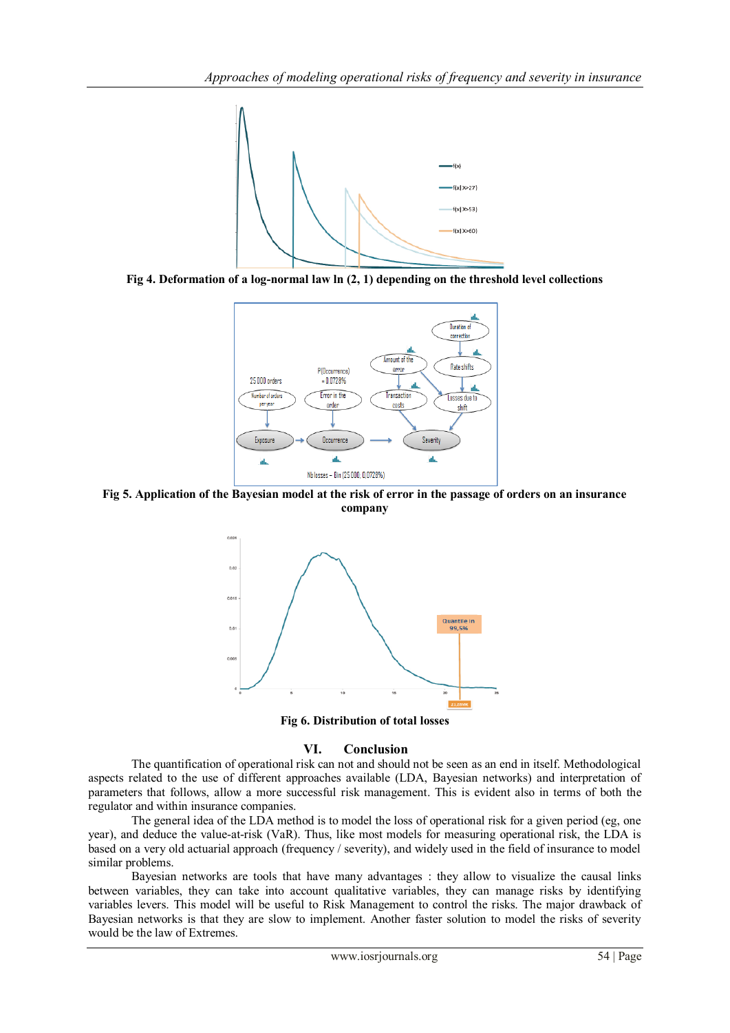Fig 4. Deformation of a log-normal law ln (2, 1) depending on the threshold level collections

Fig 5. Application of the Bayesian model at the risk of error in the passage of orders on an insurance company

Fig 6. Distribution of total losses

## VI. Conclusion

The quantification of operational risk can not and should not be seen as an end in itself. Methodological aspects related to the use of different approaches available (LDA, Bayesian networks) and interpretation of parameters that follows, allow a more successful risk management. This is evident also in terms of both the regulator and within insurance companies.

The general idea of the LDA method is to model the loss of operational risk for a given period (eg, one year), and deduce the value-at-risk (VaR). Thus, like most models for measuring operational risk, the LDA is based on a very old actuarial approach (frequency / severity), and widely used in the field of insurance to model similar problems.

Bayesian networks are tools that have many advantages : they allow to visualize the causal links between variables, they can take into account qualitative variables, they can manage risks by identifying variables levers. This model will be useful to Risk Management to control the risks. The major drawback of Bayesian networks is that they are slow to implement. Another faster solution to model the risks of severity would be the law of Extremes.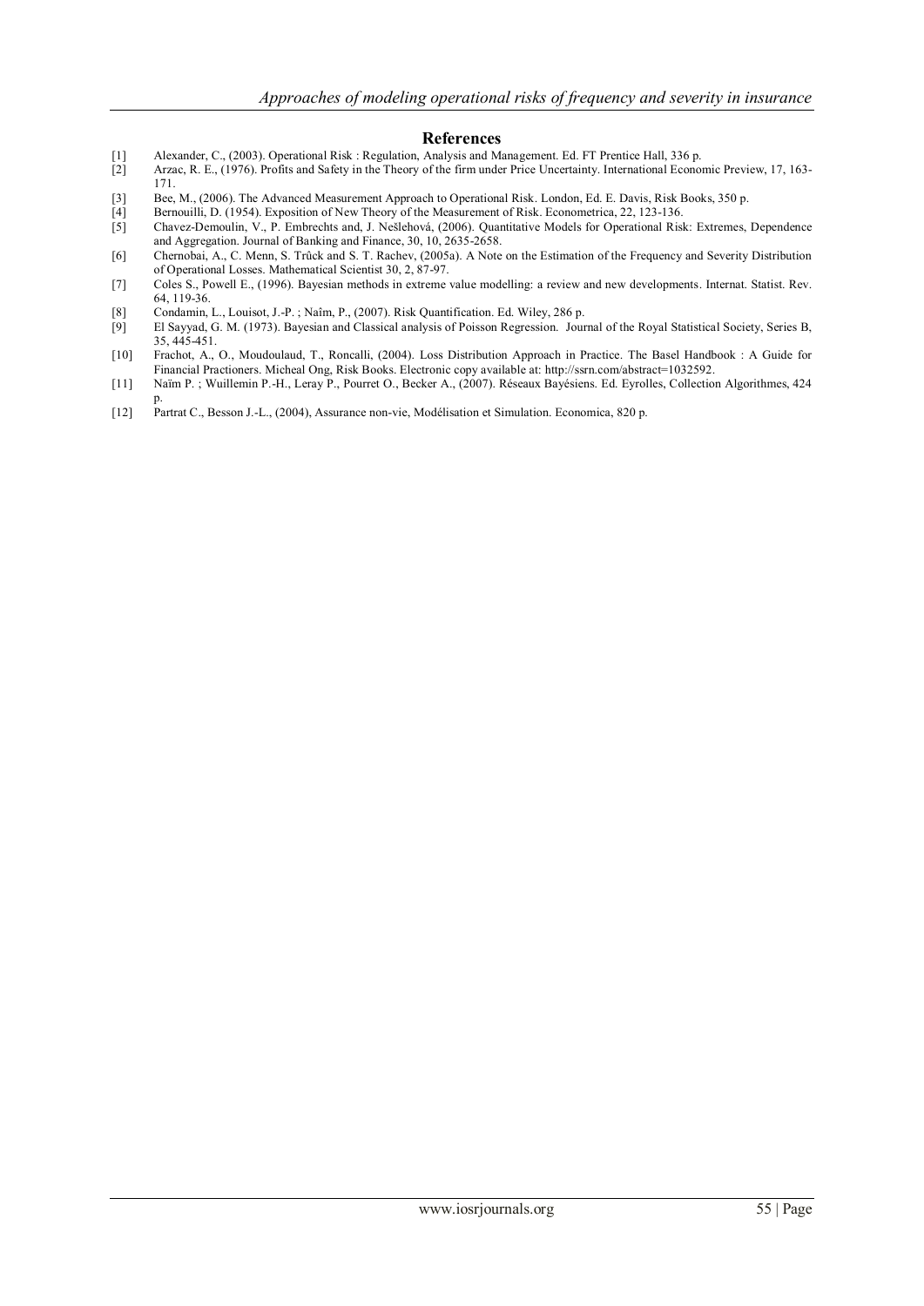## References

[1] Alexander, C., (2003). Operational Risk : Regulation, Analysis and Management. Ed. FT Prentice Hall, 336 p.
[2] Arzac, R. E., (1976). Profits and Safety in the Theory of the firm under Price Uncertainty. International Economic Preview, 17, 163-171.
[3] Bee, M., (2006). The Advanced Measurement Approach to Operational Risk. London, Ed. E. Davis, Risk Books, 350 p.
[4] Bernouilli, D. (1954). Exposition of New Theory of the Measurement of Risk. Econometrica, 22, 123-136.
[5] Chavez-Demoulin, V., P. Embrechts and, J. Nešlehová, (2006). Quantitative Models for Operational Risk: Extremes, Dependence and Aggregation. Journal of Banking and Finance, 30, 10, 2635-2658.
[6] Chernobai, A., C. Menn, S. Trûck and S. T. Rachev, (2005a). A Note on the Estimation of the Frequency and Severity Distribution of Operational Losses. Mathematical Scientist 30, 2, 87-97.
[7] Coles S., Powell E., (1996). Bayesian methods in extreme value modelling: a review and new developments. Internat. Statist. Rev. 64, 119-36.
[8] Condamin, L., Louisot, J.-P. ; Naîm, P., (2007). Risk Quantification. Ed. Wiley, 286 p.
[9] El Sayyad, G. M. (1973). Bayesian and Classical analysis of Poisson Regression. Journal of the Royal Statistical Society, Series B, 35, 445-451.
[10] Frachot, A., O., Moudoulaud, T., Roncalli, (2004). Loss Distribution Approach in Practice. The Basel Handbook : A Guide for Financial Practioners. Micheal Ong, Risk Books. Electronic copy available at: http://ssrn.com/abstract=1032592.
[11] Naïm P. ; Wuillemin P.-H., Leray P., Pourret O., Becker A., (2007). Réseaux Bayésiens. Ed. Eyrolles, Collection Algorithmes, 424 p.
[12] Partrat C., Besson J.-L., (2004), Assurance non-vie, Modélisation et Simulation. Economica, 820 p.